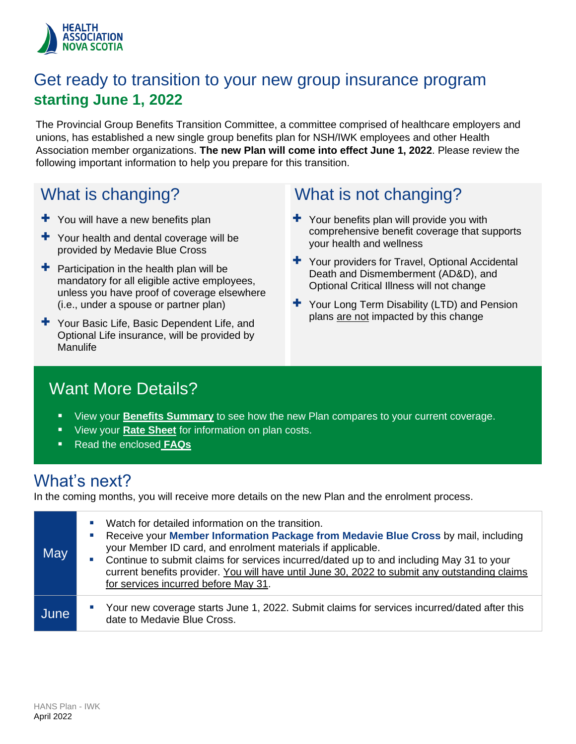HEALTH ASSOCIATION NOVA SCOTIA

# Get ready to transition to your new group insurance program **starting June 1, 2022**

The Provincial Group Benefits Transition Committee, a committee comprised of healthcare employers and unions, has established a new single group benefits plan for NSH/IWK employees and other Health Association member organizations. **The new Plan will come into effect June 1, 2022**. Please review the following important information to help you prepare for this transition.

## What is changing?

- You will have a new benefits plan
- Your health and dental coverage will be provided by Medavie Blue Cross
- Participation in the health plan will be mandatory for all eligible active employees, unless you have proof of coverage elsewhere (i.e., under a spouse or partner plan)
- Your Basic Life, Basic Dependent Life, and Optional Life insurance, will be provided by Manulife

## What is not changing?

- Your benefits plan will provide you with comprehensive benefit coverage that supports your health and wellness
- Your providers for Travel, Optional Accidental Death and Dismemberment (AD&D), and Optional Critical Illness will not change
- Your Long Term Disability (LTD) and Pension plans are not impacted by this change

## Want More Details?

- View your **Benefits Summary** to see how the new Plan compares to your current coverage.
- View your **Rate Sheet** for information on plan costs.
- Read the enclosed **FAQs**

## What's next?

In the coming months, you will receive more details on the new Plan and the enrolment process.

| | |
|---|---|
| May | • Watch for detailed information on the transition.<br>• Receive your **Member Information Package from Medavie Blue Cross** by mail, including your Member ID card, and enrolment materials if applicable.<br>• Continue to submit claims for services incurred/dated up to and including May 31 to your current benefits provider. You will have until June 30, 2022 to submit any outstanding claims for services incurred before May 31. |
| June | • Your new coverage starts June 1, 2022. Submit claims for services incurred/dated after this date to Medavie Blue Cross. |

HANS Plan - IWK
April 2022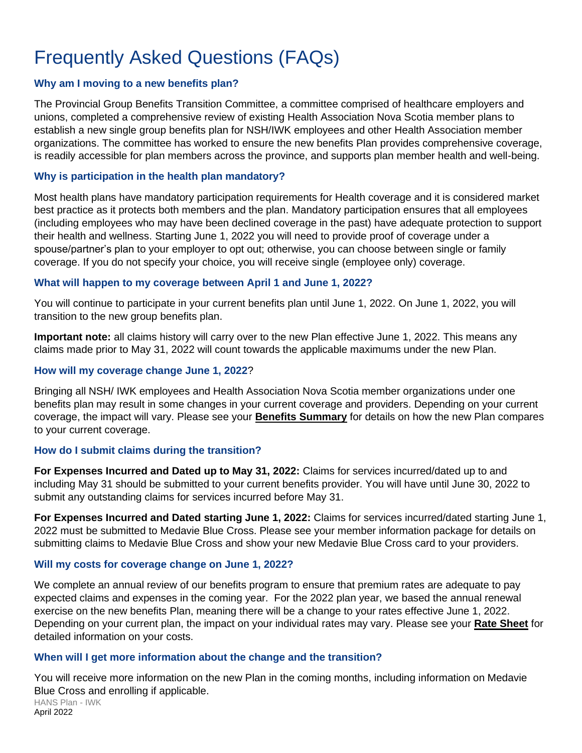# Frequently Asked Questions (FAQs)

### Why am I moving to a new benefits plan?

The Provincial Group Benefits Transition Committee, a committee comprised of healthcare employers and unions, completed a comprehensive review of existing Health Association Nova Scotia member plans to establish a new single group benefits plan for NSH/IWK employees and other Health Association member organizations. The committee has worked to ensure the new benefits Plan provides comprehensive coverage, is readily accessible for plan members across the province, and supports plan member health and well-being.

### Why is participation in the health plan mandatory?

Most health plans have mandatory participation requirements for Health coverage and it is considered market best practice as it protects both members and the plan. Mandatory participation ensures that all employees (including employees who may have been declined coverage in the past) have adequate protection to support their health and wellness. Starting June 1, 2022 you will need to provide proof of coverage under a spouse/partner's plan to your employer to opt out; otherwise, you can choose between single or family coverage. If you do not specify your choice, you will receive single (employee only) coverage.

### What will happen to my coverage between April 1 and June 1, 2022?

You will continue to participate in your current benefits plan until June 1, 2022. On June 1, 2022, you will transition to the new group benefits plan.

**Important note:** all claims history will carry over to the new Plan effective June 1, 2022. This means any claims made prior to May 31, 2022 will count towards the applicable maximums under the new Plan.

### How will my coverage change June 1, 2022?

Bringing all NSH/ IWK employees and Health Association Nova Scotia member organizations under one benefits plan may result in some changes in your current coverage and providers. Depending on your current coverage, the impact will vary. Please see your **Benefits Summary** for details on how the new Plan compares to your current coverage.

### How do I submit claims during the transition?

**For Expenses Incurred and Dated up to May 31, 2022:** Claims for services incurred/dated up to and including May 31 should be submitted to your current benefits provider. You will have until June 30, 2022 to submit any outstanding claims for services incurred before May 31.

**For Expenses Incurred and Dated starting June 1, 2022:** Claims for services incurred/dated starting June 1, 2022 must be submitted to Medavie Blue Cross. Please see your member information package for details on submitting claims to Medavie Blue Cross and show your new Medavie Blue Cross card to your providers.

### Will my costs for coverage change on June 1, 2022?

We complete an annual review of our benefits program to ensure that premium rates are adequate to pay expected claims and expenses in the coming year. For the 2022 plan year, we based the annual renewal exercise on the new benefits Plan, meaning there will be a change to your rates effective June 1, 2022. Depending on your current plan, the impact on your individual rates may vary. Please see your **Rate Sheet** for detailed information on your costs.

### When will I get more information about the change and the transition?

You will receive more information on the new Plan in the coming months, including information on Medavie Blue Cross and enrolling if applicable.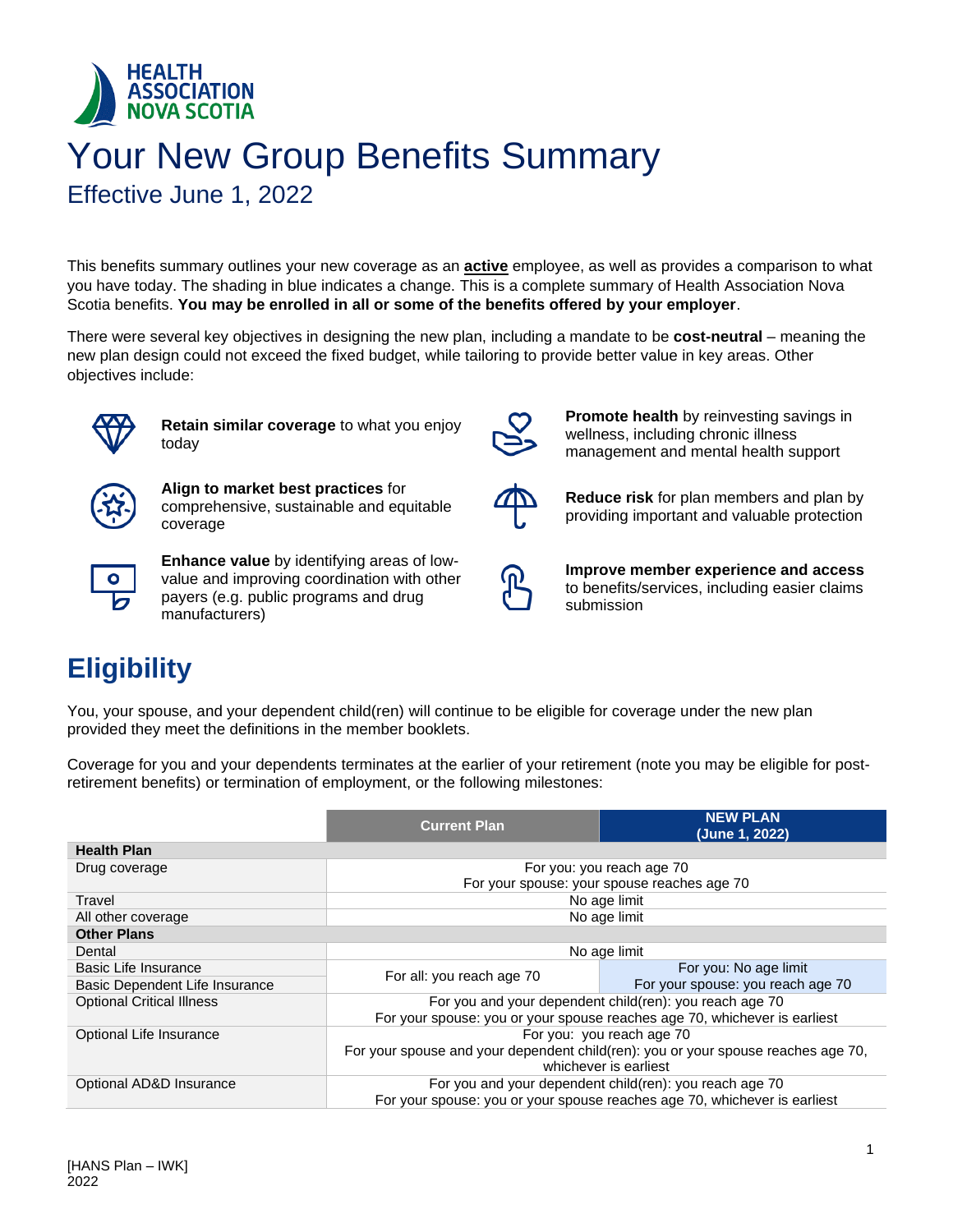HEALTH ASSOCIATION NOVA SCOTIA

# Your New Group Benefits Summary

## Effective June 1, 2022

This benefits summary outlines your new coverage as an **active** employee, as well as provides a comparison to what you have today. The shading in blue indicates a change. This is a complete summary of Health Association Nova Scotia benefits. **You may be enrolled in all or some of the benefits offered by your employer**.

There were several key objectives in designing the new plan, including a mandate to be **cost-neutral** – meaning the new plan design could not exceed the fixed budget, while tailoring to provide better value in key areas. Other objectives include:

- **Retain similar coverage** to what you enjoy today
- **Align to market best practices** for comprehensive, sustainable and equitable coverage
- **Enhance value** by identifying areas of low-value and improving coordination with other payers (e.g. public programs and drug manufacturers)
- **Promote health** by reinvesting savings in wellness, including chronic illness management and mental health support
- **Reduce risk** for plan members and plan by providing important and valuable protection
- **Improve member experience and access** to benefits/services, including easier claims submission

# Eligibility

You, your spouse, and your dependent child(ren) will continue to be eligible for coverage under the new plan provided they meet the definitions in the member booklets.

Coverage for you and your dependents terminates at the earlier of your retirement (note you may be eligible for post-retirement benefits) or termination of employment, or the following milestones:

| | Current Plan | NEW PLAN (June 1, 2022) |
|---|---|---|
| **Health Plan** | | |
| Drug coverage | For you: you reach age 70<br>For your spouse: your spouse reaches age 70 | |
| Travel | No age limit | |
| All other coverage | No age limit | |
| **Other Plans** | | |
| Dental | No age limit | |
| Basic Life Insurance | For all: you reach age 70 | For you: No age limit |
| Basic Dependent Life Insurance | | For your spouse: you reach age 70 |
| Optional Critical Illness | For you and your dependent child(ren): you reach age 70<br>For your spouse: you or your spouse reaches age 70, whichever is earliest | |
| Optional Life Insurance | For you: you reach age 70<br>For your spouse and your dependent child(ren): you or your spouse reaches age 70, whichever is earliest | |
| Optional AD&D Insurance | For you and your dependent child(ren): you reach age 70<br>For your spouse: you or your spouse reaches age 70, whichever is earliest | |

[HANS Plan – IWK]
2022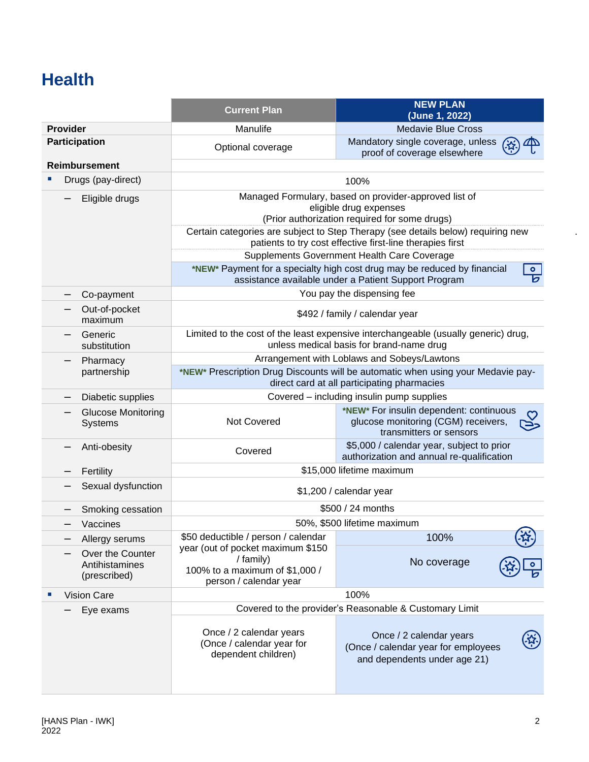# Health

| | Current Plan | NEW PLAN (June 1, 2022) |
|---|---|---|
| **Provider** | Manulife | Medavie Blue Cross |
| **Participation** | Optional coverage | Mandatory single coverage, unless proof of coverage elsewhere |
| **Reimbursement** | | |
| ▪ Drugs (pay-direct) | 100% | 100% |
| – Eligible drugs | Managed Formulary, based on provider-approved list of eligible drug expenses (Prior authorization required for some drugs) | Managed Formulary, based on provider-approved list of eligible drug expenses (Prior authorization required for some drugs) |
| | Certain categories are subject to Step Therapy (see details below) requiring new patients to try cost effective first-line therapies first | Certain categories are subject to Step Therapy (see details below) requiring new patients to try cost effective first-line therapies first |
| | Supplements Government Health Care Coverage | Supplements Government Health Care Coverage |
| | | *NEW* Payment for a specialty high cost drug may be reduced by financial assistance available under a Patient Support Program |
| – Co-payment | You pay the dispensing fee | You pay the dispensing fee |
| – Out-of-pocket maximum | $492 / family / calendar year | $492 / family / calendar year |
| – Generic substitution | Limited to the cost of the least expensive interchangeable (usually generic) drug, unless medical basis for brand-name drug | Limited to the cost of the least expensive interchangeable (usually generic) drug, unless medical basis for brand-name drug |
| – Pharmacy partnership | Arrangement with Loblaws and Sobeys/Lawtons | Arrangement with Loblaws and Sobeys/Lawtons |
| | | *NEW* Prescription Drug Discounts will be automatic when using your Medavie pay-direct card at all participating pharmacies |
| – Diabetic supplies | Covered – including insulin pump supplies | Covered – including insulin pump supplies |
| – Glucose Monitoring Systems | Not Covered | *NEW* For insulin dependent: continuous glucose monitoring (CGM) receivers, transmitters or sensors |
| – Anti-obesity | Covered | $5,000 / calendar year, subject to prior authorization and annual re-qualification |
| – Fertility | $15,000 lifetime maximum | $15,000 lifetime maximum |
| – Sexual dysfunction | $1,200 / calendar year | $1,200 / calendar year |
| – Smoking cessation | $500 / 24 months | $500 / 24 months |
| – Vaccines | 50%, $500 lifetime maximum | 50%, $500 lifetime maximum |
| – Allergy serums | $50 deductible / person / calendar year (out of pocket maximum $150 / family) 100% to a maximum of $1,000 / person / calendar year | 100% |
| – Over the Counter Antihistamines (prescribed) | $50 deductible / person / calendar year (out of pocket maximum $150 / family) 100% to a maximum of $1,000 / person / calendar year | No coverage |
| ▪ Vision Care | 100% | 100% |
| – Eye exams | Covered to the provider's Reasonable & Customary Limit | Covered to the provider's Reasonable & Customary Limit |
| | Once / 2 calendar years (Once / calendar year for dependent children) | Once / 2 calendar years (Once / calendar year for employees and dependents under age 21) |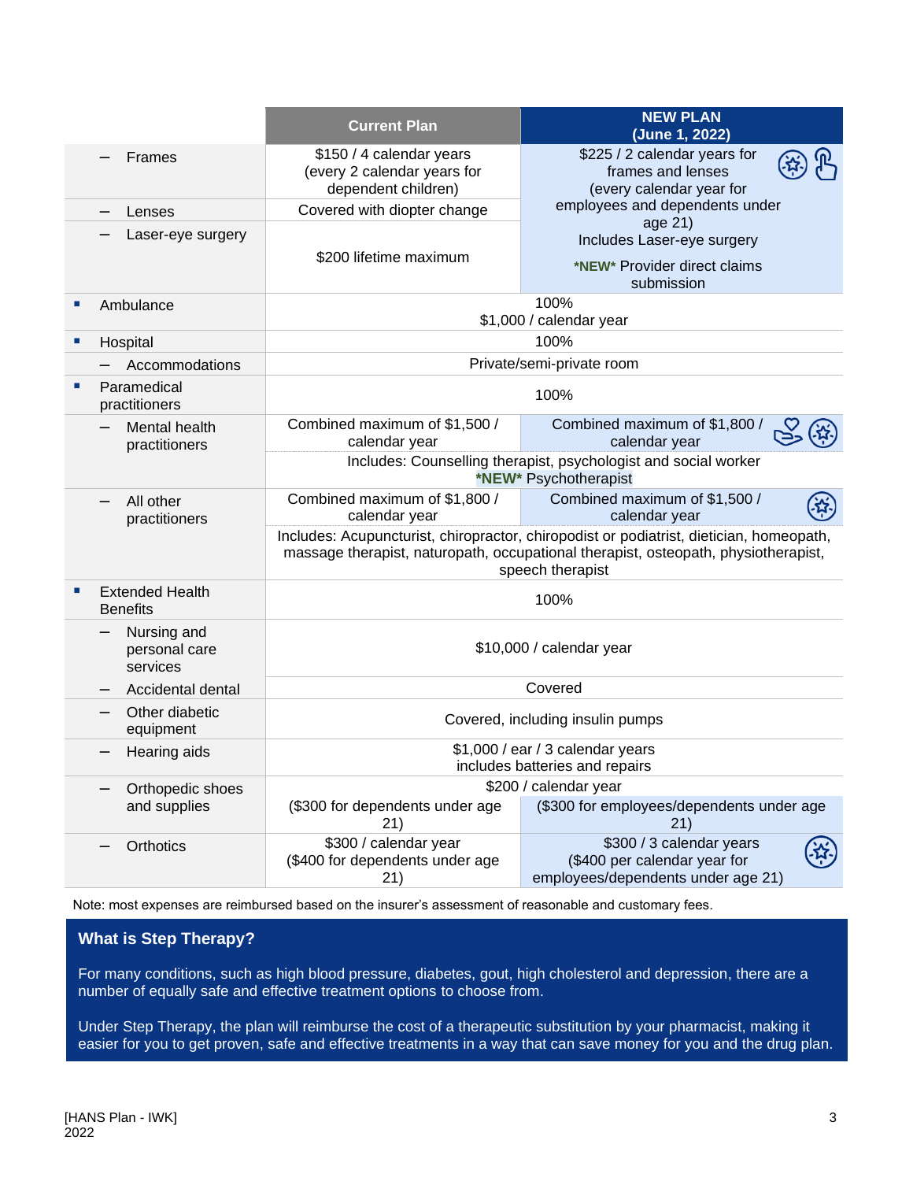| | Current Plan | NEW PLAN (June 1, 2022) |
|---|---|---|
| – Frames | $150 / 4 calendar years (every 2 calendar years for dependent children) | $225 / 2 calendar years for frames and lenses (every calendar year for employees and dependents under age 21) Includes Laser-eye surgery *NEW* Provider direct claims submission |
| – Lenses | Covered with diopter change | |
| – Laser-eye surgery | $200 lifetime maximum | |
| ▪ Ambulance | 100% $1,000 / calendar year | |
| ▪ Hospital | 100% | |
| – Accommodations | Private/semi-private room | |
| ▪ Paramedical practitioners | 100% | |
| – Mental health practitioners | Combined maximum of $1,500 / calendar year | Combined maximum of $1,800 / calendar year |
| | Includes: Counselling therapist, psychologist and social worker *NEW* Psychotherapist | |
| – All other practitioners | Combined maximum of $1,800 / calendar year | Combined maximum of $1,500 / calendar year |
| | Includes: Acupuncturist, chiropractor, chiropodist or podiatrist, dietician, homeopath, massage therapist, naturopath, occupational therapist, osteopath, physiotherapist, speech therapist | |
| ▪ Extended Health Benefits | 100% | |
| – Nursing and personal care services | $10,000 / calendar year | |
| – Accidental dental | Covered | |
| – Other diabetic equipment | Covered, including insulin pumps | |
| – Hearing aids | $1,000 / ear / 3 calendar years includes batteries and repairs | |
| – Orthopedic shoes and supplies | $200 / calendar year ($300 for dependents under age 21) | $200 / calendar year ($300 for employees/dependents under age 21) |
| – Orthotics | $300 / calendar year ($400 for dependents under age 21) | $300 / 3 calendar years ($400 per calendar year for employees/dependents under age 21) |

Note: most expenses are reimbursed based on the insurer's assessment of reasonable and customary fees.

### What is Step Therapy?

For many conditions, such as high blood pressure, diabetes, gout, high cholesterol and depression, there are a number of equally safe and effective treatment options to choose from.

Under Step Therapy, the plan will reimburse the cost of a therapeutic substitution by your pharmacist, making it easier for you to get proven, safe and effective treatments in a way that can save money for you and the drug plan.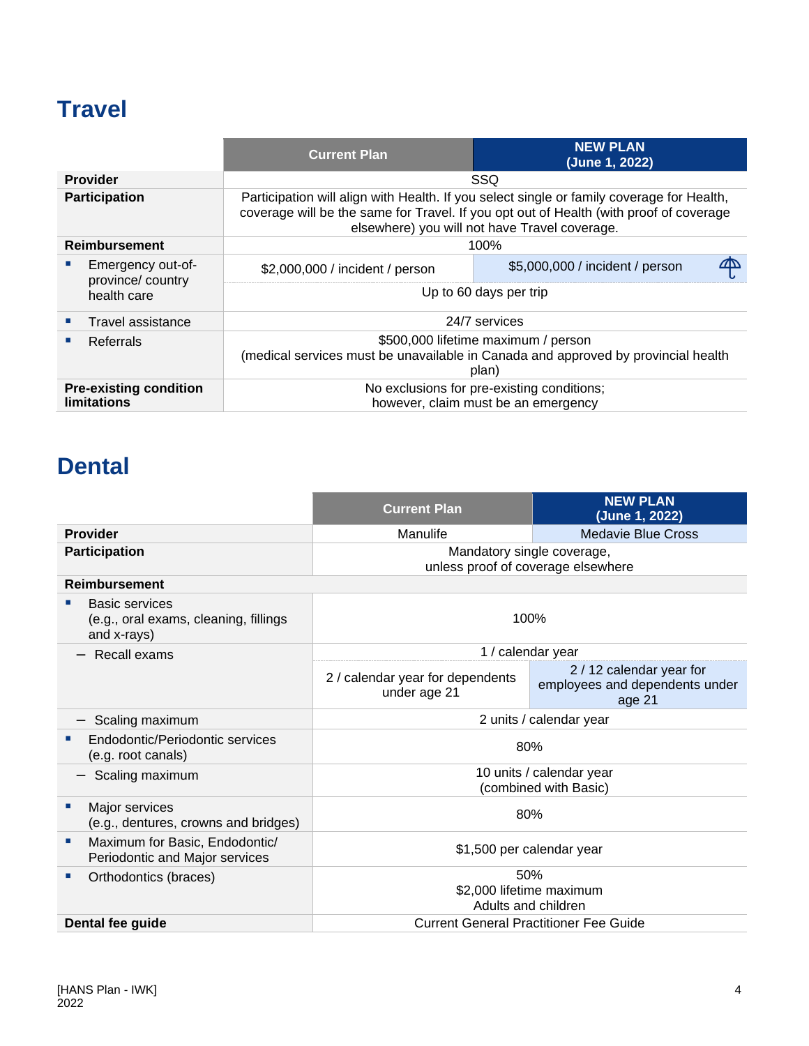## Travel

| | Current Plan | NEW PLAN (June 1, 2022) |
|---|---|---|
| **Provider** | SSQ | |
| **Participation** | Participation will align with Health. If you select single or family coverage for Health, coverage will be the same for Travel. If you opt out of Health (with proof of coverage elsewhere) you will not have Travel coverage. | |
| **Reimbursement** | 100% | |
| ▪ Emergency out-of-province/ country health care | $2,000,000 / incident / person | $5,000,000 / incident / person |
| | Up to 60 days per trip | |
| ▪ Travel assistance | 24/7 services | |
| ▪ Referrals | $500,000 lifetime maximum / person (medical services must be unavailable in Canada and approved by provincial health plan) | |
| **Pre-existing condition limitations** | No exclusions for pre-existing conditions; however, claim must be an emergency | |

## Dental

| | Current Plan | NEW PLAN (June 1, 2022) |
|---|---|---|
| **Provider** | Manulife | Medavie Blue Cross |
| **Participation** | Mandatory single coverage, unless proof of coverage elsewhere | |
| **Reimbursement** | | |
| ▪ Basic services (e.g., oral exams, cleaning, fillings and x-rays) | 100% | |
| – Recall exams | 1 / calendar year | |
| | 2 / calendar year for dependents under age 21 | 2 / 12 calendar year for employees and dependents under age 21 |
| – Scaling maximum | 2 units / calendar year | |
| ▪ Endodontic/Periodontic services (e.g. root canals) | 80% | |
| – Scaling maximum | 10 units / calendar year (combined with Basic) | |
| ▪ Major services (e.g., dentures, crowns and bridges) | 80% | |
| ▪ Maximum for Basic, Endodontic/ Periodontic and Major services | $1,500 per calendar year | |
| ▪ Orthodontics (braces) | 50% $2,000 lifetime maximum Adults and children | |
| **Dental fee guide** | Current General Practitioner Fee Guide | |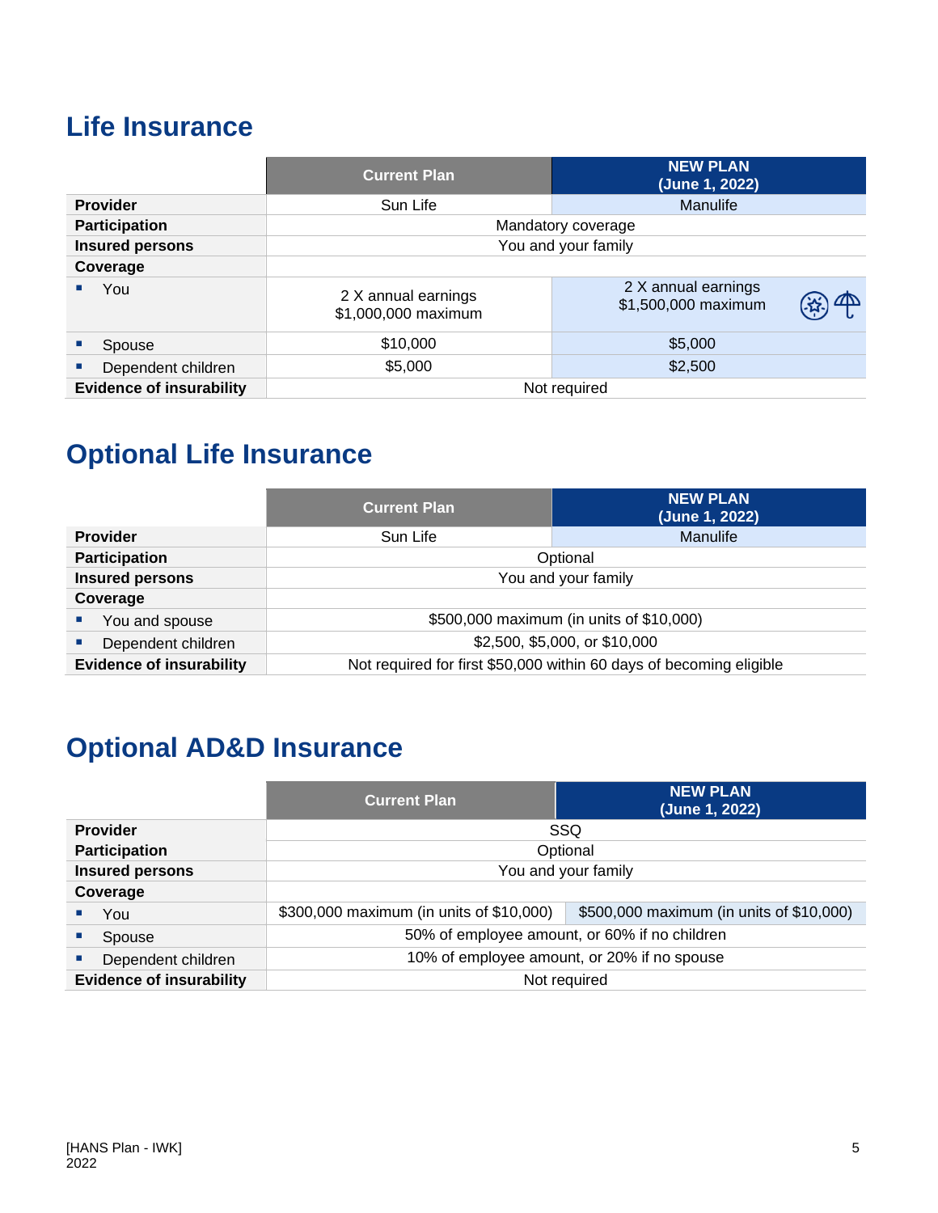# Life Insurance

| | Current Plan | NEW PLAN (June 1, 2022) |
|---|---|---|
| **Provider** | Sun Life | Manulife |
| **Participation** | Mandatory coverage | |
| **Insured persons** | You and your family | |
| **Coverage** | | |
| ▪ You | 2 X annual earnings<br>$1,000,000 maximum | 2 X annual earnings<br>$1,500,000 maximum |
| ▪ Spouse | $10,000 | $5,000 |
| ▪ Dependent children | $5,000 | $2,500 |
| **Evidence of insurability** | Not required | |

# Optional Life Insurance

| | Current Plan | NEW PLAN (June 1, 2022) |
|---|---|---|
| **Provider** | Sun Life | Manulife |
| **Participation** | Optional | |
| **Insured persons** | You and your family | |
| **Coverage** | | |
| ▪ You and spouse | $500,000 maximum (in units of $10,000) | |
| ▪ Dependent children | $2,500, $5,000, or $10,000 | |
| **Evidence of insurability** | Not required for first $50,000 within 60 days of becoming eligible | |

# Optional AD&D Insurance

| | Current Plan | NEW PLAN (June 1, 2022) |
|---|---|---|
| **Provider** | SSQ | |
| **Participation** | Optional | |
| **Insured persons** | You and your family | |
| **Coverage** | | |
| ▪ You | $300,000 maximum (in units of $10,000) | $500,000 maximum (in units of $10,000) |
| ▪ Spouse | 50% of employee amount, or 60% if no children | |
| ▪ Dependent children | 10% of employee amount, or 20% if no spouse | |
| **Evidence of insurability** | Not required | |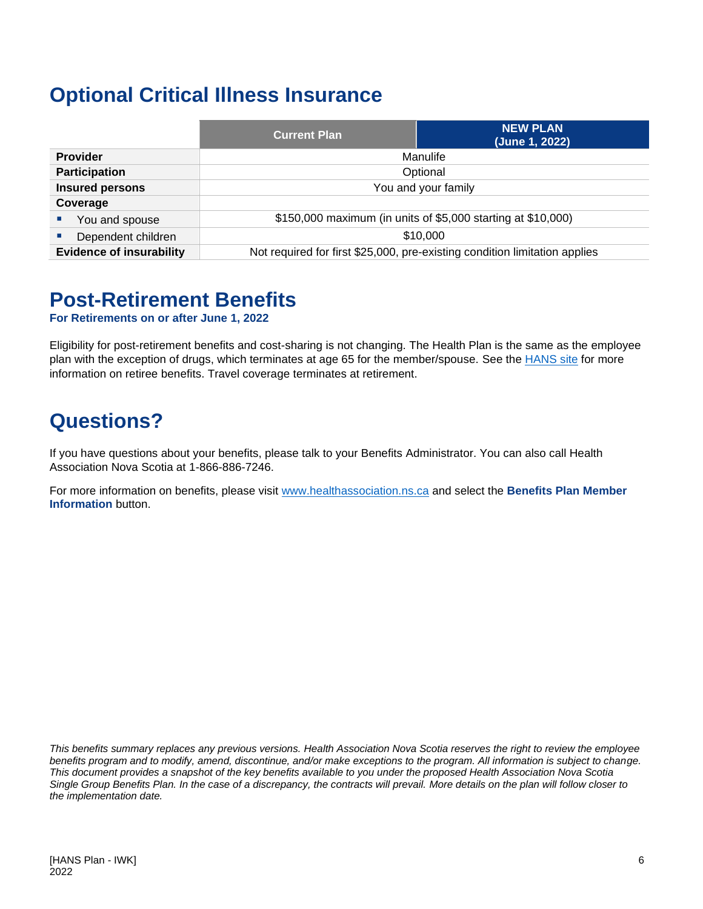# Optional Critical Illness Insurance

| | Current Plan | NEW PLAN (June 1, 2022) |
|---|---|---|
| **Provider** | Manulife | |
| **Participation** | Optional | |
| **Insured persons** | You and your family | |
| **Coverage** | | |
| ▪ You and spouse | $150,000 maximum (in units of $5,000 starting at $10,000) | |
| ▪ Dependent children | $10,000 | |
| **Evidence of insurability** | Not required for first $25,000, pre-existing condition limitation applies | |

# Post-Retirement Benefits

**For Retirements on or after June 1, 2022**

Eligibility for post-retirement benefits and cost-sharing is not changing. The Health Plan is the same as the employee plan with the exception of drugs, which terminates at age 65 for the member/spouse. See the [HANS site](#) for more information on retiree benefits. Travel coverage terminates at retirement.

# Questions?

If you have questions about your benefits, please talk to your Benefits Administrator. You can also call Health Association Nova Scotia at 1-866-886-7246.

For more information on benefits, please visit [www.healthassociation.ns.ca](http://www.healthassociation.ns.ca) and select the **Benefits Plan Member Information** button.

*This benefits summary replaces any previous versions. Health Association Nova Scotia reserves the right to review the employee benefits program and to modify, amend, discontinue, and/or make exceptions to the program. All information is subject to change. This document provides a snapshot of the key benefits available to you under the proposed Health Association Nova Scotia Single Group Benefits Plan. In the case of a discrepancy, the contracts will prevail. More details on the plan will follow closer to the implementation date.*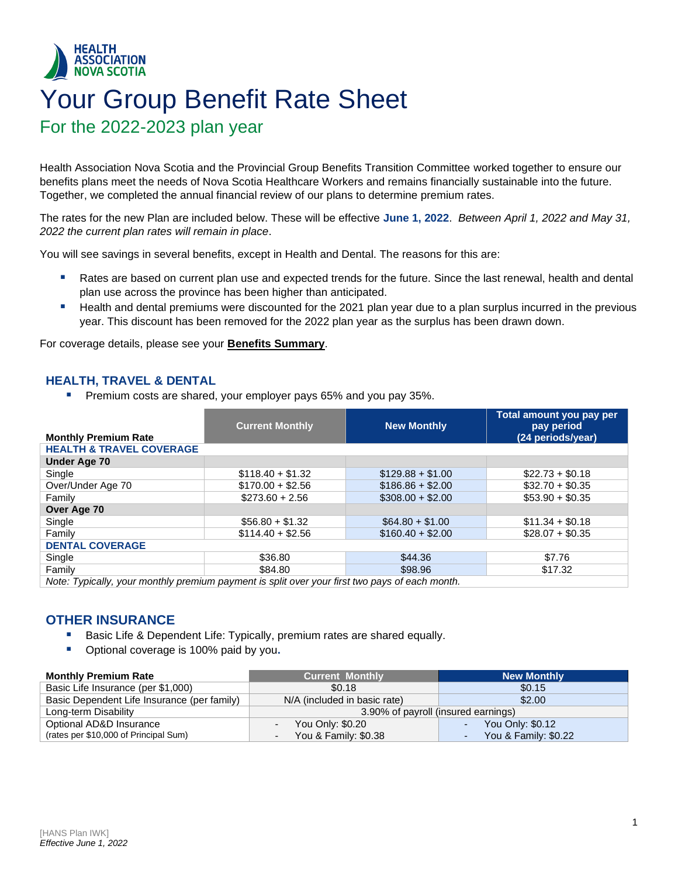HEALTH ASSOCIATION NOVA SCOTIA

# Your Group Benefit Rate Sheet

## For the 2022-2023 plan year

Health Association Nova Scotia and the Provincial Group Benefits Transition Committee worked together to ensure our benefits plans meet the needs of Nova Scotia Healthcare Workers and remains financially sustainable into the future. Together, we completed the annual financial review of our plans to determine premium rates.

The rates for the new Plan are included below. These will be effective **June 1, 2022**. *Between April 1, 2022 and May 31, 2022 the current plan rates will remain in place*.

You will see savings in several benefits, except in Health and Dental. The reasons for this are:

- Rates are based on current plan use and expected trends for the future. Since the last renewal, health and dental plan use across the province has been higher than anticipated.
- Health and dental premiums were discounted for the 2021 plan year due to a plan surplus incurred in the previous year. This discount has been removed for the 2022 plan year as the surplus has been drawn down.

For coverage details, please see your **Benefits Summary**.

### HEALTH, TRAVEL & DENTAL

- Premium costs are shared, your employer pays 65% and you pay 35%.

| Monthly Premium Rate | Current Monthly | New Monthly | Total amount you pay per pay period (24 periods/year) |
|---|---|---|---|
| **HEALTH & TRAVEL COVERAGE** | | | |
| **Under Age 70** | | | |
| Single | $118.40 + $1.32 | $129.88 + $1.00 | $22.73 + $0.18 |
| Over/Under Age 70 | $170.00 + $2.56 | $186.86 + $2.00 | $32.70 + $0.35 |
| Family | $273.60 + 2.56 | $308.00 + $2.00 | $53.90 + $0.35 |
| **Over Age 70** | | | |
| Single | $56.80 + $1.32 | $64.80 + $1.00 | $11.34 + $0.18 |
| Family | $114.40 + $2.56 | $160.40 + $2.00 | $28.07 + $0.35 |
| **DENTAL COVERAGE** | | | |
| Single | $36.80 | $44.36 | $7.76 |
| Family | $84.80 | $98.96 | $17.32 |

*Note: Typically, your monthly premium payment is split over your first two pays of each month.*

### OTHER INSURANCE

- Basic Life & Dependent Life: Typically, premium rates are shared equally.
- Optional coverage is 100% paid by you.

| Monthly Premium Rate | Current Monthly | New Monthly |
|---|---|---|
| Basic Life Insurance (per $1,000) | $0.18 | $0.15 |
| Basic Dependent Life Insurance (per family) | N/A (included in basic rate) | $2.00 |
| Long-term Disability | 3.90% of payroll (insured earnings) | |
| Optional AD&D Insurance (rates per $10,000 of Principal Sum) | - You Only: $0.20<br>- You & Family: $0.38 | - You Only: $0.12<br>- You & Family: $0.22 |

[HANS Plan IWK]
*Effective June 1, 2022*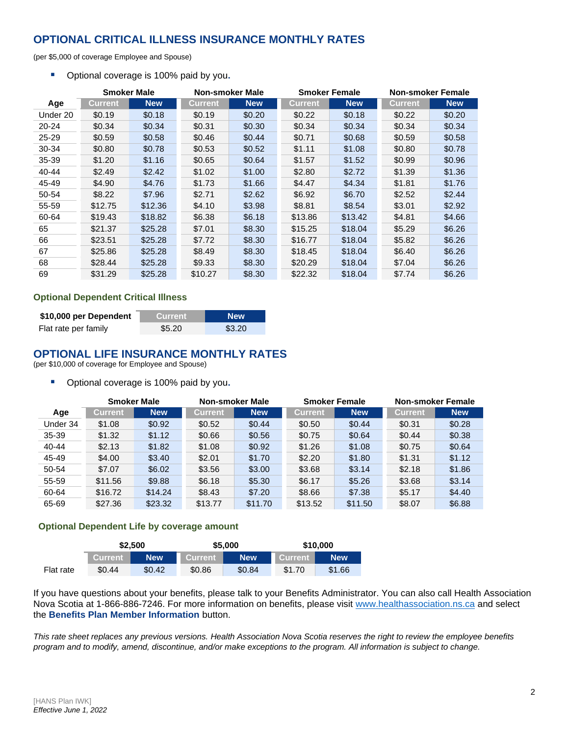## OPTIONAL CRITICAL ILLNESS INSURANCE MONTHLY RATES

(per $5,000 of coverage Employee and Spouse)

- Optional coverage is 100% paid by you.

| | Smoker Male | | Non-smoker Male | | Smoker Female | | Non-smoker Female | |
|---|---|---|---|---|---|---|---|---|
| Age | Current | New | Current | New | Current | New | Current | New |
| Under 20 | $0.19 | $0.18 | $0.19 | $0.20 | $0.22 | $0.18 | $0.22 | $0.20 |
| 20-24 | $0.34 | $0.34 | $0.31 | $0.30 | $0.34 | $0.34 | $0.34 | $0.34 |
| 25-29 | $0.59 | $0.58 | $0.46 | $0.44 | $0.71 | $0.68 | $0.59 | $0.58 |
| 30-34 | $0.80 | $0.78 | $0.53 | $0.52 | $1.11 | $1.08 | $0.80 | $0.78 |
| 35-39 | $1.20 | $1.16 | $0.65 | $0.64 | $1.57 | $1.52 | $0.99 | $0.96 |
| 40-44 | $2.49 | $2.42 | $1.02 | $1.00 | $2.80 | $2.72 | $1.39 | $1.36 |
| 45-49 | $4.90 | $4.76 | $1.73 | $1.66 | $4.47 | $4.34 | $1.81 | $1.76 |
| 50-54 | $8.22 | $7.96 | $2.71 | $2.62 | $6.92 | $6.70 | $2.52 | $2.44 |
| 55-59 | $12.75 | $12.36 | $4.10 | $3.98 | $8.81 | $8.54 | $3.01 | $2.92 |
| 60-64 | $19.43 | $18.82 | $6.38 | $6.18 | $13.86 | $13.42 | $4.81 | $4.66 |
| 65 | $21.37 | $25.28 | $7.01 | $8.30 | $15.25 | $18.04 | $5.29 | $6.26 |
| 66 | $23.51 | $25.28 | $7.72 | $8.30 | $16.77 | $18.04 | $5.82 | $6.26 |
| 67 | $25.86 | $25.28 | $8.49 | $8.30 | $18.45 | $18.04 | $6.40 | $6.26 |
| 68 | $28.44 | $25.28 | $9.33 | $8.30 | $20.29 | $18.04 | $7.04 | $6.26 |
| 69 | $31.29 | $25.28 | $10.27 | $8.30 | $22.32 | $18.04 | $7.74 | $6.26 |

### Optional Dependent Critical Illness

| $10,000 per Dependent | Current | New |
|---|---|---|
| Flat rate per family | $5.20 | $3.20 |

## OPTIONAL LIFE INSURANCE MONTHLY RATES

(per $10,000 of coverage for Employee and Spouse)

- Optional coverage is 100% paid by you.

| | Smoker Male | | Non-smoker Male | | Smoker Female | | Non-smoker Female | |
|---|---|---|---|---|---|---|---|---|
| Age | Current | New | Current | New | Current | New | Current | New |
| Under 34 | $1.08 | $0.92 | $0.52 | $0.44 | $0.50 | $0.44 | $0.31 | $0.28 |
| 35-39 | $1.32 | $1.12 | $0.66 | $0.56 | $0.75 | $0.64 | $0.44 | $0.38 |
| 40-44 | $2.13 | $1.82 | $1.08 | $0.92 | $1.26 | $1.08 | $0.75 | $0.64 |
| 45-49 | $4.00 | $3.40 | $2.01 | $1.70 | $2.20 | $1.80 | $1.31 | $1.12 |
| 50-54 | $7.07 | $6.02 | $3.56 | $3.00 | $3.68 | $3.14 | $2.18 | $1.86 |
| 55-59 | $11.56 | $9.88 | $6.18 | $5.30 | $6.17 | $5.26 | $3.68 | $3.14 |
| 60-64 | $16.72 | $14.24 | $8.43 | $7.20 | $8.66 | $7.38 | $5.17 | $4.40 |
| 65-69 | $27.36 | $23.32 | $13.77 | $11.70 | $13.52 | $11.50 | $8.07 | $6.88 |

### Optional Dependent Life by coverage amount

| | $2,500 | | $5,000 | | $10,000 | |
|---|---|---|---|---|---|---|
| | Current | New | Current | New | Current | New |
| Flat rate | $0.44 | $0.42 | $0.86 | $0.84 | $1.70 | $1.66 |

If you have questions about your benefits, please talk to your Benefits Administrator. You can also call Health Association Nova Scotia at 1-866-886-7246. For more information on benefits, please visit www.healthassociation.ns.ca and select the **Benefits Plan Member Information** button.

*This rate sheet replaces any previous versions. Health Association Nova Scotia reserves the right to review the employee benefits program and to modify, amend, discontinue, and/or make exceptions to the program. All information is subject to change.*

[HANS Plan IWK]
*Effective June 1, 2022*